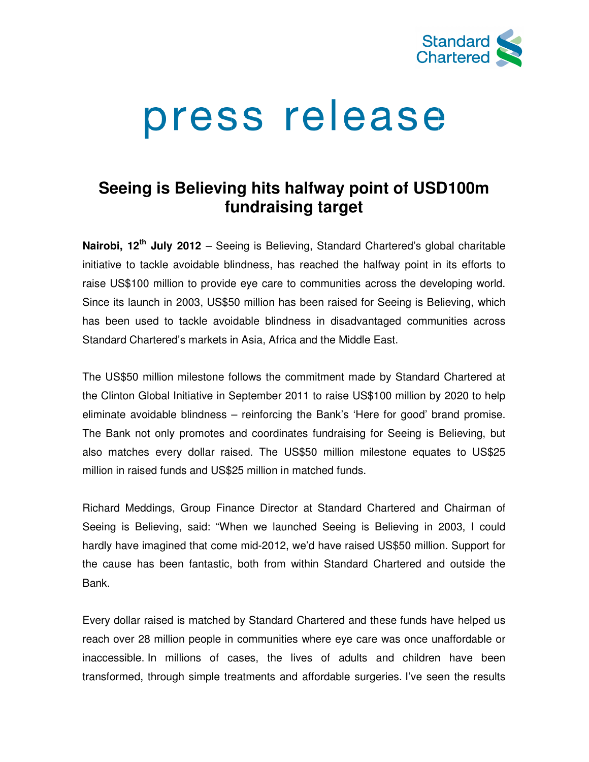Standard Chartered

# press release

## Seeing is Believing hits halfway point of USD100m fundraising target

**Nairobi, 12th July 2012** – Seeing is Believing, Standard Chartered's global charitable initiative to tackle avoidable blindness, has reached the halfway point in its efforts to raise US$100 million to provide eye care to communities across the developing world. Since its launch in 2003, US$50 million has been raised for Seeing is Believing, which has been used to tackle avoidable blindness in disadvantaged communities across Standard Chartered's markets in Asia, Africa and the Middle East.

The US$50 million milestone follows the commitment made by Standard Chartered at the Clinton Global Initiative in September 2011 to raise US$100 million by 2020 to help eliminate avoidable blindness – reinforcing the Bank's 'Here for good' brand promise. The Bank not only promotes and coordinates fundraising for Seeing is Believing, but also matches every dollar raised. The US$50 million milestone equates to US$25 million in raised funds and US$25 million in matched funds.

Richard Meddings, Group Finance Director at Standard Chartered and Chairman of Seeing is Believing, said: "When we launched Seeing is Believing in 2003, I could hardly have imagined that come mid-2012, we'd have raised US$50 million. Support for the cause has been fantastic, both from within Standard Chartered and outside the Bank.

Every dollar raised is matched by Standard Chartered and these funds have helped us reach over 28 million people in communities where eye care was once unaffordable or inaccessible. In millions of cases, the lives of adults and children have been transformed, through simple treatments and affordable surgeries. I've seen the results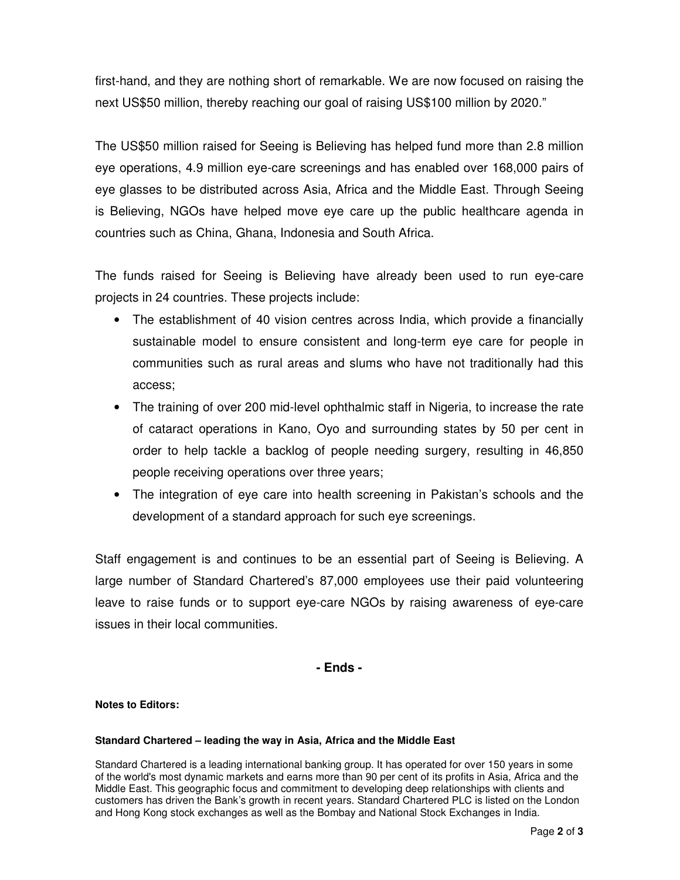first-hand, and they are nothing short of remarkable. We are now focused on raising the next US$50 million, thereby reaching our goal of raising US$100 million by 2020."

The US$50 million raised for Seeing is Believing has helped fund more than 2.8 million eye operations, 4.9 million eye-care screenings and has enabled over 168,000 pairs of eye glasses to be distributed across Asia, Africa and the Middle East. Through Seeing is Believing, NGOs have helped move eye care up the public healthcare agenda in countries such as China, Ghana, Indonesia and South Africa.

The funds raised for Seeing is Believing have already been used to run eye-care projects in 24 countries. These projects include:

- The establishment of 40 vision centres across India, which provide a financially sustainable model to ensure consistent and long-term eye care for people in communities such as rural areas and slums who have not traditionally had this access;
- The training of over 200 mid-level ophthalmic staff in Nigeria, to increase the rate of cataract operations in Kano, Oyo and surrounding states by 50 per cent in order to help tackle a backlog of people needing surgery, resulting in 46,850 people receiving operations over three years;
- The integration of eye care into health screening in Pakistan's schools and the development of a standard approach for such eye screenings.

Staff engagement is and continues to be an essential part of Seeing is Believing. A large number of Standard Chartered's 87,000 employees use their paid volunteering leave to raise funds or to support eye-care NGOs by raising awareness of eye-care issues in their local communities.

**- Ends -**

**Notes to Editors:**

**Standard Chartered – leading the way in Asia, Africa and the Middle East**

Standard Chartered is a leading international banking group. It has operated for over 150 years in some of the world's most dynamic markets and earns more than 90 per cent of its profits in Asia, Africa and the Middle East. This geographic focus and commitment to developing deep relationships with clients and customers has driven the Bank's growth in recent years. Standard Chartered PLC is listed on the London and Hong Kong stock exchanges as well as the Bombay and National Stock Exchanges in India.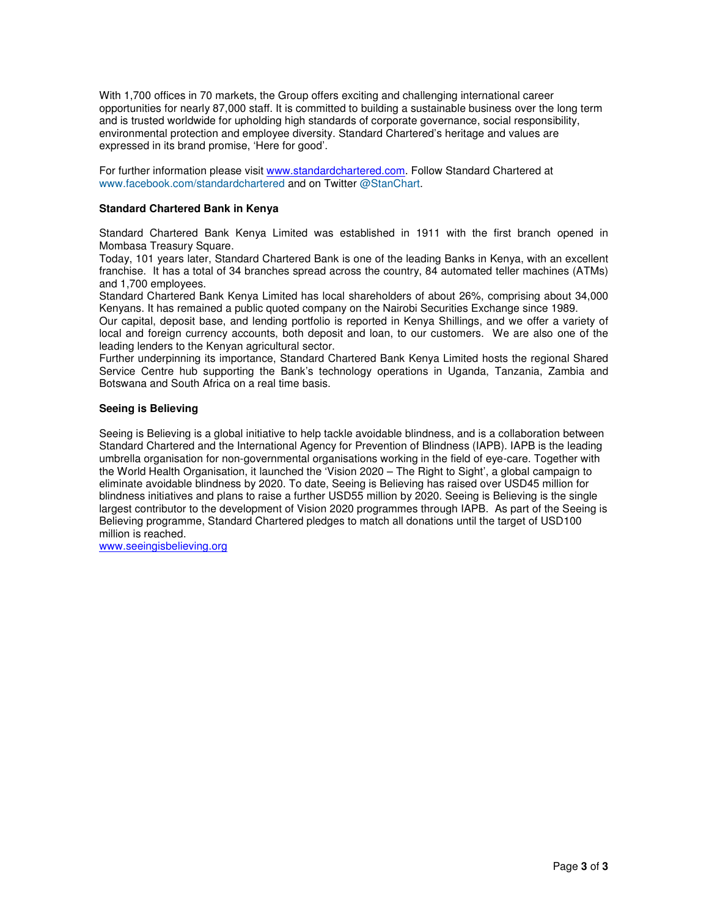With 1,700 offices in 70 markets, the Group offers exciting and challenging international career opportunities for nearly 87,000 staff. It is committed to building a sustainable business over the long term and is trusted worldwide for upholding high standards of corporate governance, social responsibility, environmental protection and employee diversity. Standard Chartered's heritage and values are expressed in its brand promise, 'Here for good'.

For further information please visit www.standardchartered.com. Follow Standard Chartered at www.facebook.com/standardchartered and on Twitter @StanChart.

**Standard Chartered Bank in Kenya**

Standard Chartered Bank Kenya Limited was established in 1911 with the first branch opened in Mombasa Treasury Square.
Today, 101 years later, Standard Chartered Bank is one of the leading Banks in Kenya, with an excellent franchise. It has a total of 34 branches spread across the country, 84 automated teller machines (ATMs) and 1,700 employees.
Standard Chartered Bank Kenya Limited has local shareholders of about 26%, comprising about 34,000 Kenyans. It has remained a public quoted company on the Nairobi Securities Exchange since 1989.
Our capital, deposit base, and lending portfolio is reported in Kenya Shillings, and we offer a variety of local and foreign currency accounts, both deposit and loan, to our customers. We are also one of the leading lenders to the Kenyan agricultural sector.
Further underpinning its importance, Standard Chartered Bank Kenya Limited hosts the regional Shared Service Centre hub supporting the Bank's technology operations in Uganda, Tanzania, Zambia and Botswana and South Africa on a real time basis.

**Seeing is Believing**

Seeing is Believing is a global initiative to help tackle avoidable blindness, and is a collaboration between Standard Chartered and the International Agency for Prevention of Blindness (IAPB). IAPB is the leading umbrella organisation for non-governmental organisations working in the field of eye-care. Together with the World Health Organisation, it launched the 'Vision 2020 – The Right to Sight', a global campaign to eliminate avoidable blindness by 2020. To date, Seeing is Believing has raised over USD45 million for blindness initiatives and plans to raise a further USD55 million by 2020. Seeing is Believing is the single largest contributor to the development of Vision 2020 programmes through IAPB. As part of the Seeing is Believing programme, Standard Chartered pledges to match all donations until the target of USD100 million is reached.
www.seeingisbelieving.org